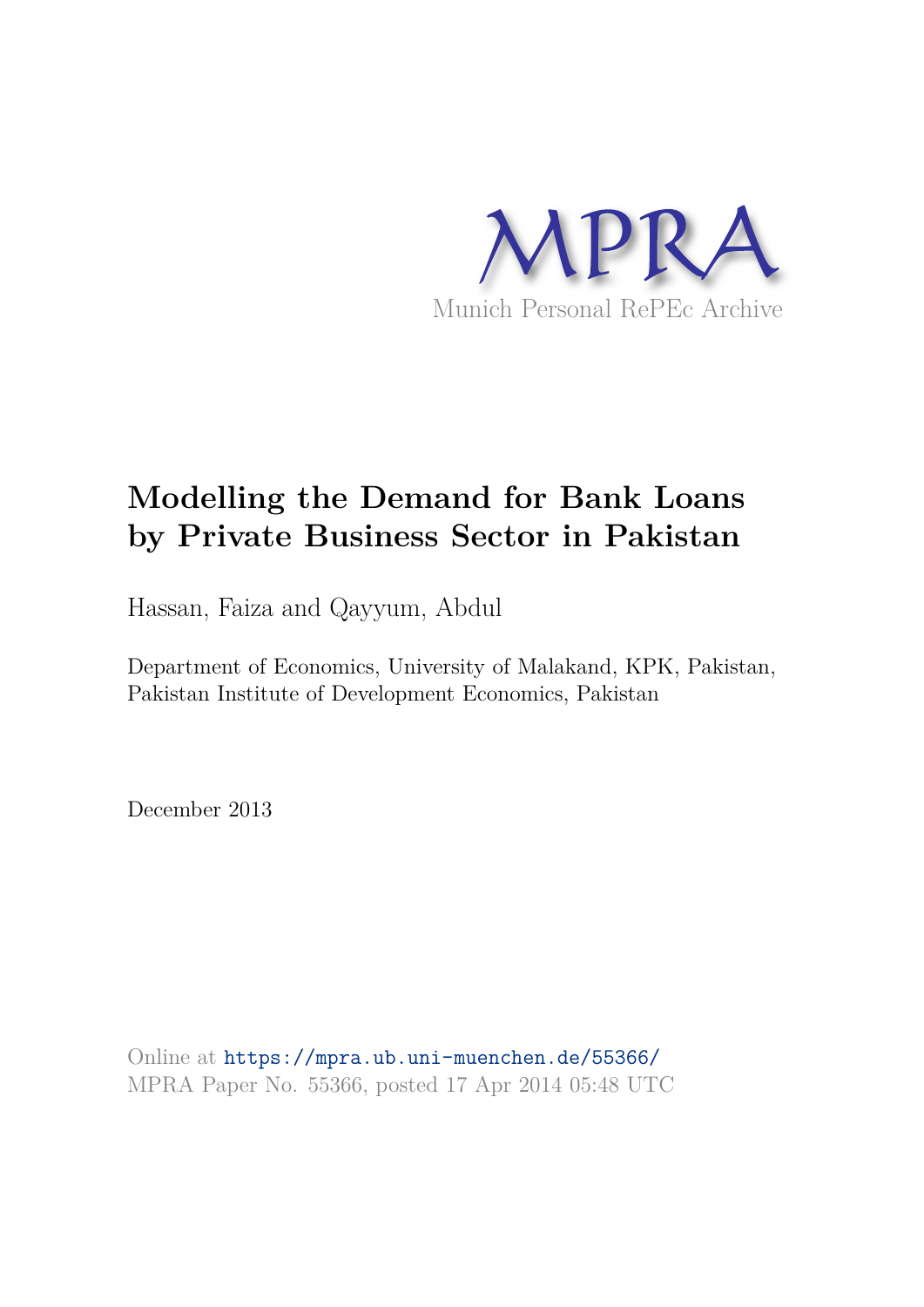MPRA

Munich Personal RePEc Archive

# Modelling the Demand for Bank Loans by Private Business Sector in Pakistan

Hassan, Faiza and Qayyum, Abdul

Department of Economics, University of Malakand, KPK, Pakistan, Pakistan Institute of Development Economics, Pakistan

December 2013

Online at https://mpra.ub.uni-muenchen.de/55366/
MPRA Paper No. 55366, posted 17 Apr 2014 05:48 UTC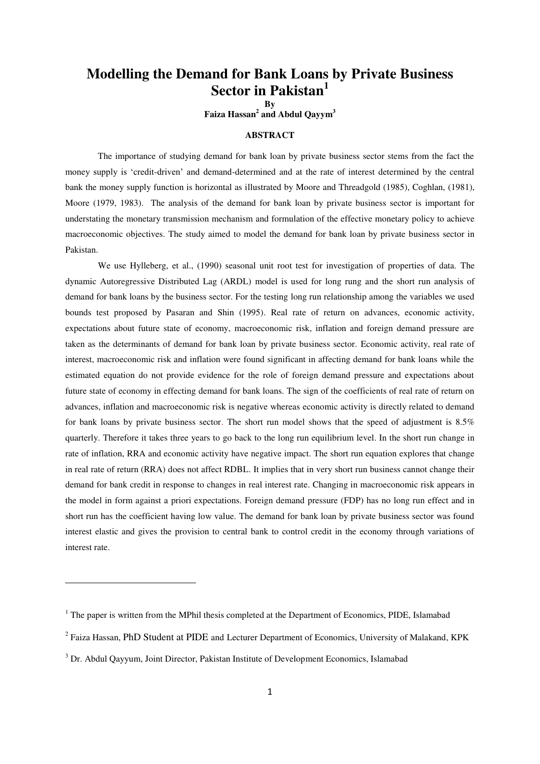# Modelling the Demand for Bank Loans by Private Business Sector in Pakistan[1]

**By**

**Faiza Hassan[2] and Abdul Qayym[3]**

**ABSTRACT**

The importance of studying demand for bank loan by private business sector stems from the fact the money supply is 'credit-driven' and demand-determined and at the rate of interest determined by the central bank the money supply function is horizontal as illustrated by Moore and Threadgold (1985), Coghlan, (1981), Moore (1979, 1983). The analysis of the demand for bank loan by private business sector is important for understating the monetary transmission mechanism and formulation of the effective monetary policy to achieve macroeconomic objectives. The study aimed to model the demand for bank loan by private business sector in Pakistan.

We use Hylleberg, et al., (1990) seasonal unit root test for investigation of properties of data. The dynamic Autoregressive Distributed Lag (ARDL) model is used for long rung and the short run analysis of demand for bank loans by the business sector. For the testing long run relationship among the variables we used bounds test proposed by Pasaran and Shin (1995). Real rate of return on advances, economic activity, expectations about future state of economy, macroeconomic risk, inflation and foreign demand pressure are taken as the determinants of demand for bank loan by private business sector. Economic activity, real rate of interest, macroeconomic risk and inflation were found significant in affecting demand for bank loans while the estimated equation do not provide evidence for the role of foreign demand pressure and expectations about future state of economy in effecting demand for bank loans. The sign of the coefficients of real rate of return on advances, inflation and macroeconomic risk is negative whereas economic activity is directly related to demand for bank loans by private business sector. The short run model shows that the speed of adjustment is 8.5% quarterly. Therefore it takes three years to go back to the long run equilibrium level. In the short run change in rate of inflation, RRA and economic activity have negative impact. The short run equation explores that change in real rate of return (RRA) does not affect RDBL. It implies that in very short run business cannot change their demand for bank credit in response to changes in real interest rate. Changing in macroeconomic risk appears in the model in form against a priori expectations. Foreign demand pressure (FDP) has no long run effect and in short run has the coefficient having low value. The demand for bank loan by private business sector was found interest elastic and gives the provision to central bank to control credit in the economy through variations of interest rate.

---

[1] The paper is written from the MPhil thesis completed at the Department of Economics, PIDE, Islamabad

[2] Faiza Hassan, PhD Student at PIDE and Lecturer Department of Economics, University of Malakand, KPK

[3] Dr. Abdul Qayyum, Joint Director, Pakistan Institute of Development Economics, Islamabad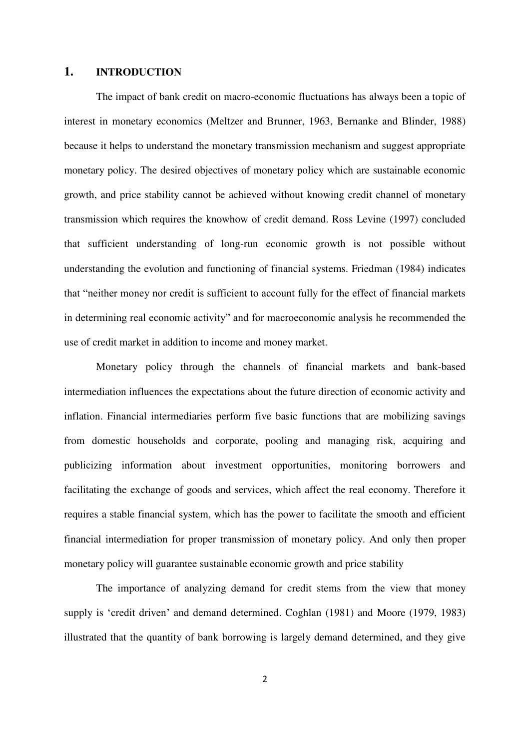## 1. INTRODUCTION

The impact of bank credit on macro-economic fluctuations has always been a topic of interest in monetary economics (Meltzer and Brunner, 1963, Bernanke and Blinder, 1988) because it helps to understand the monetary transmission mechanism and suggest appropriate monetary policy. The desired objectives of monetary policy which are sustainable economic growth, and price stability cannot be achieved without knowing credit channel of monetary transmission which requires the knowhow of credit demand. Ross Levine (1997) concluded that sufficient understanding of long-run economic growth is not possible without understanding the evolution and functioning of financial systems. Friedman (1984) indicates that "neither money nor credit is sufficient to account fully for the effect of financial markets in determining real economic activity" and for macroeconomic analysis he recommended the use of credit market in addition to income and money market.

Monetary policy through the channels of financial markets and bank-based intermediation influences the expectations about the future direction of economic activity and inflation. Financial intermediaries perform five basic functions that are mobilizing savings from domestic households and corporate, pooling and managing risk, acquiring and publicizing information about investment opportunities, monitoring borrowers and facilitating the exchange of goods and services, which affect the real economy. Therefore it requires a stable financial system, which has the power to facilitate the smooth and efficient financial intermediation for proper transmission of monetary policy. And only then proper monetary policy will guarantee sustainable economic growth and price stability

The importance of analyzing demand for credit stems from the view that money supply is 'credit driven' and demand determined. Coghlan (1981) and Moore (1979, 1983) illustrated that the quantity of bank borrowing is largely demand determined, and they give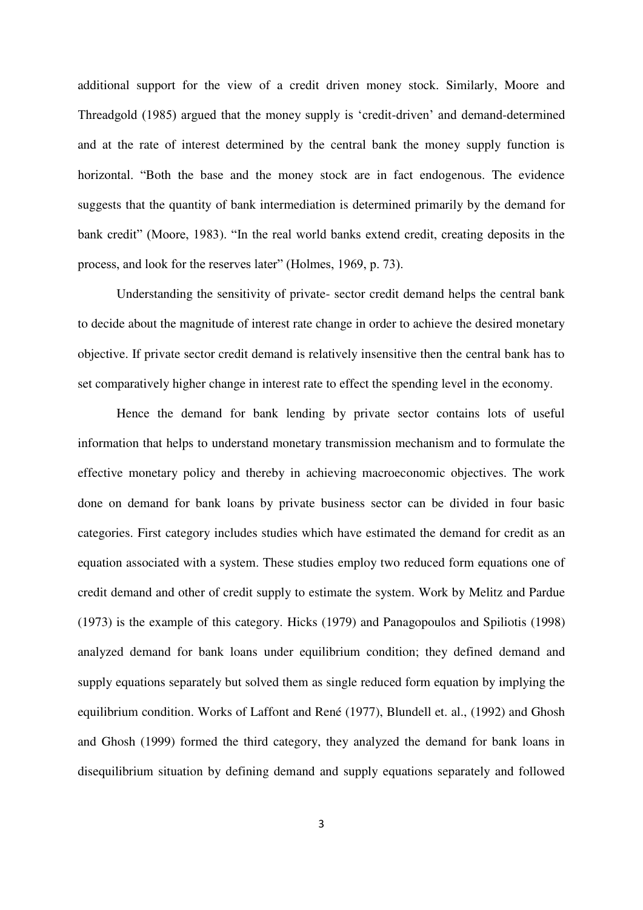additional support for the view of a credit driven money stock. Similarly, Moore and Threadgold (1985) argued that the money supply is 'credit-driven' and demand-determined and at the rate of interest determined by the central bank the money supply function is horizontal. "Both the base and the money stock are in fact endogenous. The evidence suggests that the quantity of bank intermediation is determined primarily by the demand for bank credit" (Moore, 1983). "In the real world banks extend credit, creating deposits in the process, and look for the reserves later" (Holmes, 1969, p. 73).

Understanding the sensitivity of private- sector credit demand helps the central bank to decide about the magnitude of interest rate change in order to achieve the desired monetary objective. If private sector credit demand is relatively insensitive then the central bank has to set comparatively higher change in interest rate to effect the spending level in the economy.

Hence the demand for bank lending by private sector contains lots of useful information that helps to understand monetary transmission mechanism and to formulate the effective monetary policy and thereby in achieving macroeconomic objectives. The work done on demand for bank loans by private business sector can be divided in four basic categories. First category includes studies which have estimated the demand for credit as an equation associated with a system. These studies employ two reduced form equations one of credit demand and other of credit supply to estimate the system. Work by Melitz and Pardue (1973) is the example of this category. Hicks (1979) and Panagopoulos and Spiliotis (1998) analyzed demand for bank loans under equilibrium condition; they defined demand and supply equations separately but solved them as single reduced form equation by implying the equilibrium condition. Works of Laffont and René (1977), Blundell et. al., (1992) and Ghosh and Ghosh (1999) formed the third category, they analyzed the demand for bank loans in disequilibrium situation by defining demand and supply equations separately and followed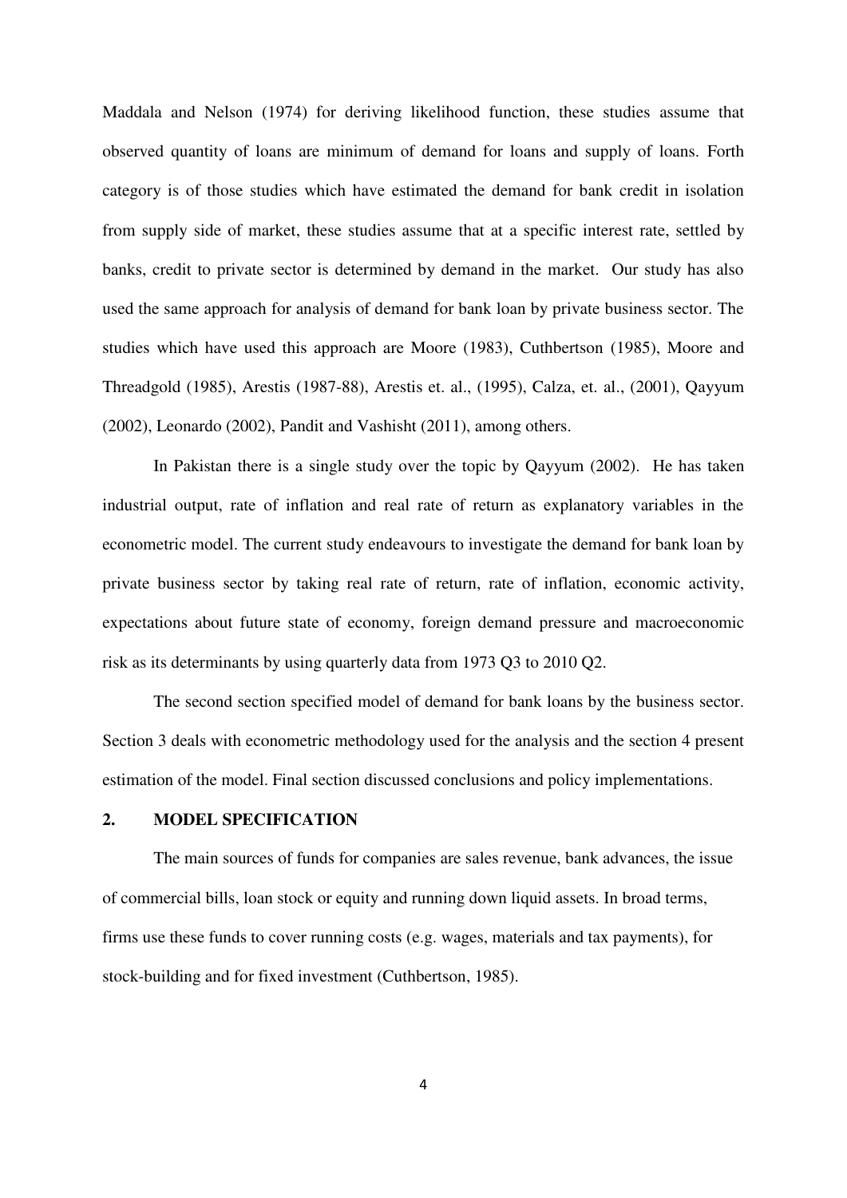Maddala and Nelson (1974) for deriving likelihood function, these studies assume that observed quantity of loans are minimum of demand for loans and supply of loans. Forth category is of those studies which have estimated the demand for bank credit in isolation from supply side of market, these studies assume that at a specific interest rate, settled by banks, credit to private sector is determined by demand in the market. Our study has also used the same approach for analysis of demand for bank loan by private business sector. The studies which have used this approach are Moore (1983), Cuthbertson (1985), Moore and Threadgold (1985), Arestis (1987-88), Arestis et. al., (1995), Calza, et. al., (2001), Qayyum (2002), Leonardo (2002), Pandit and Vashisht (2011), among others.

In Pakistan there is a single study over the topic by Qayyum (2002). He has taken industrial output, rate of inflation and real rate of return as explanatory variables in the econometric model. The current study endeavours to investigate the demand for bank loan by private business sector by taking real rate of return, rate of inflation, economic activity, expectations about future state of economy, foreign demand pressure and macroeconomic risk as its determinants by using quarterly data from 1973 Q3 to 2010 Q2.

The second section specified model of demand for bank loans by the business sector. Section 3 deals with econometric methodology used for the analysis and the section 4 present estimation of the model. Final section discussed conclusions and policy implementations.

## 2. MODEL SPECIFICATION

The main sources of funds for companies are sales revenue, bank advances, the issue of commercial bills, loan stock or equity and running down liquid assets. In broad terms, firms use these funds to cover running costs (e.g. wages, materials and tax payments), for stock-building and for fixed investment (Cuthbertson, 1985).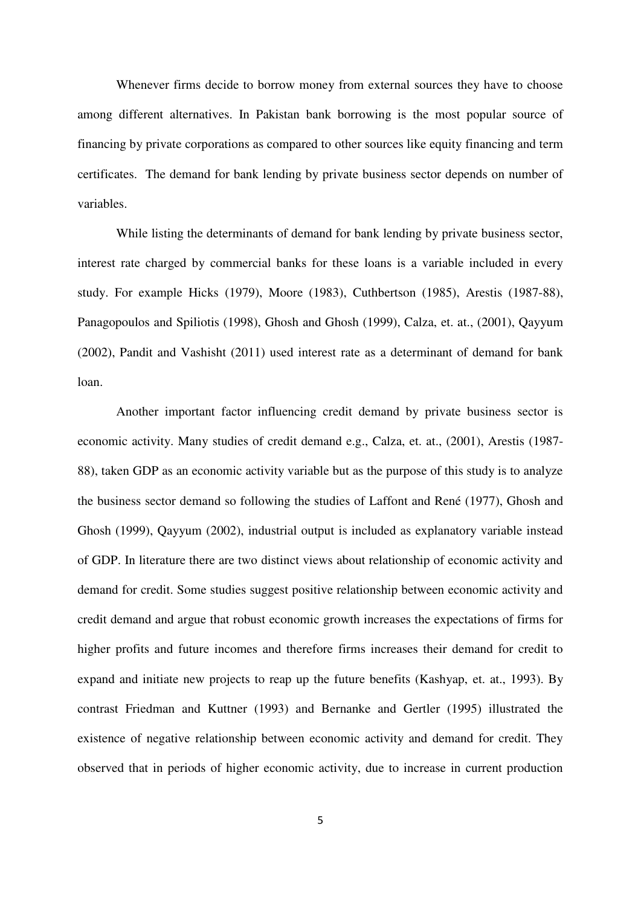Whenever firms decide to borrow money from external sources they have to choose among different alternatives. In Pakistan bank borrowing is the most popular source of financing by private corporations as compared to other sources like equity financing and term certificates. The demand for bank lending by private business sector depends on number of variables.

While listing the determinants of demand for bank lending by private business sector, interest rate charged by commercial banks for these loans is a variable included in every study. For example Hicks (1979), Moore (1983), Cuthbertson (1985), Arestis (1987-88), Panagopoulos and Spiliotis (1998), Ghosh and Ghosh (1999), Calza, et. at., (2001), Qayyum (2002), Pandit and Vashisht (2011) used interest rate as a determinant of demand for bank loan.

Another important factor influencing credit demand by private business sector is economic activity. Many studies of credit demand e.g., Calza, et. at., (2001), Arestis (1987-88), taken GDP as an economic activity variable but as the purpose of this study is to analyze the business sector demand so following the studies of Laffont and René (1977), Ghosh and Ghosh (1999), Qayyum (2002), industrial output is included as explanatory variable instead of GDP. In literature there are two distinct views about relationship of economic activity and demand for credit. Some studies suggest positive relationship between economic activity and credit demand and argue that robust economic growth increases the expectations of firms for higher profits and future incomes and therefore firms increases their demand for credit to expand and initiate new projects to reap up the future benefits (Kashyap, et. at., 1993). By contrast Friedman and Kuttner (1993) and Bernanke and Gertler (1995) illustrated the existence of negative relationship between economic activity and demand for credit. They observed that in periods of higher economic activity, due to increase in current production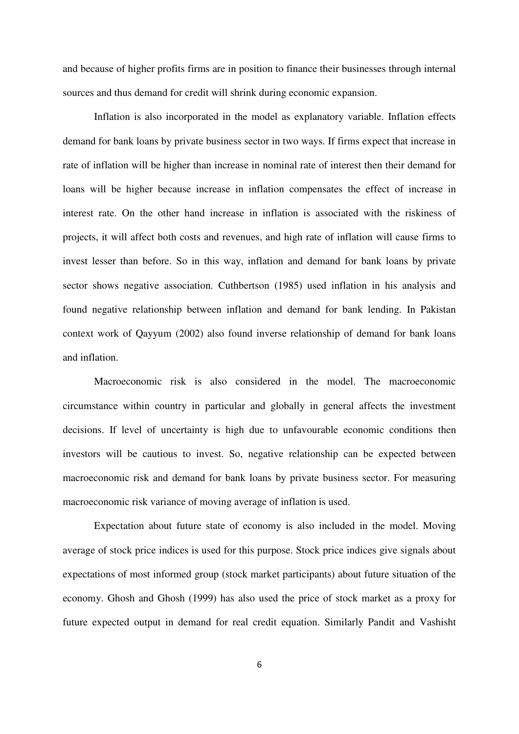and because of higher profits firms are in position to finance their businesses through internal sources and thus demand for credit will shrink during economic expansion.

Inflation is also incorporated in the model as explanatory variable. Inflation effects demand for bank loans by private business sector in two ways. If firms expect that increase in rate of inflation will be higher than increase in nominal rate of interest then their demand for loans will be higher because increase in inflation compensates the effect of increase in interest rate. On the other hand increase in inflation is associated with the riskiness of projects, it will affect both costs and revenues, and high rate of inflation will cause firms to invest lesser than before. So in this way, inflation and demand for bank loans by private sector shows negative association. Cuthbertson (1985) used inflation in his analysis and found negative relationship between inflation and demand for bank lending. In Pakistan context work of Qayyum (2002) also found inverse relationship of demand for bank loans and inflation.

Macroeconomic risk is also considered in the model. The macroeconomic circumstance within country in particular and globally in general affects the investment decisions. If level of uncertainty is high due to unfavourable economic conditions then investors will be cautious to invest. So, negative relationship can be expected between macroeconomic risk and demand for bank loans by private business sector. For measuring macroeconomic risk variance of moving average of inflation is used.

Expectation about future state of economy is also included in the model. Moving average of stock price indices is used for this purpose. Stock price indices give signals about expectations of most informed group (stock market participants) about future situation of the economy. Ghosh and Ghosh (1999) has also used the price of stock market as a proxy for future expected output in demand for real credit equation. Similarly Pandit and Vashisht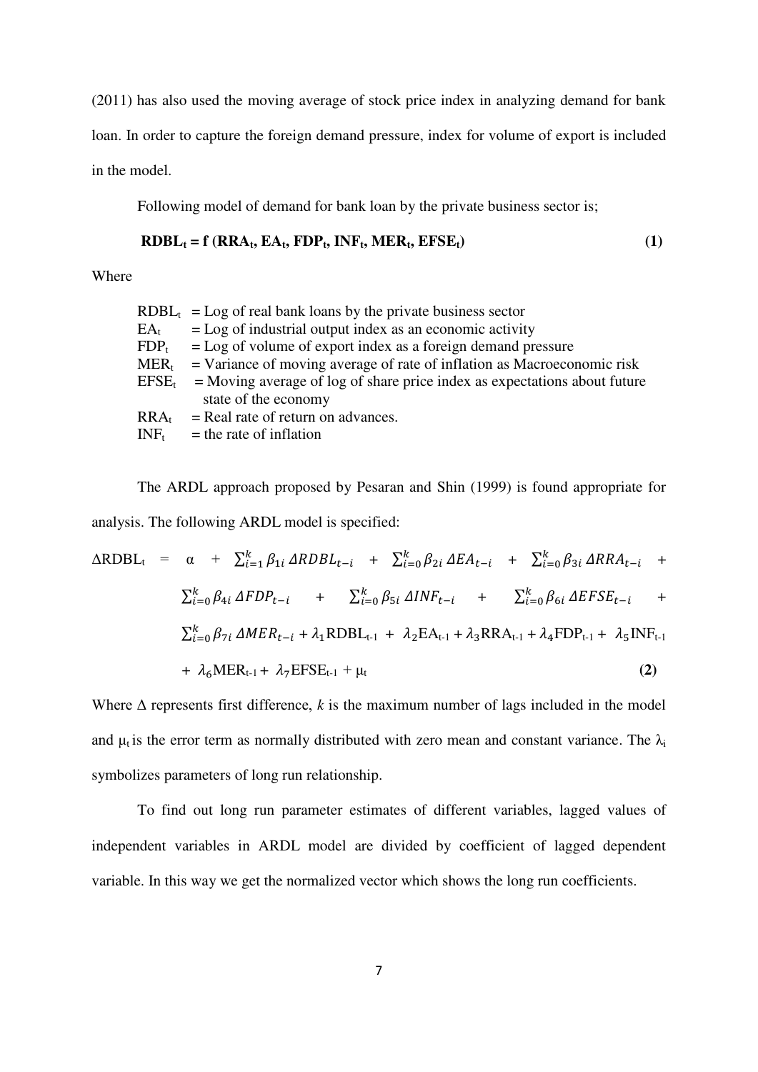(2011) has also used the moving average of stock price index in analyzing demand for bank loan. In order to capture the foreign demand pressure, index for volume of export is included in the model.

Following model of demand for bank loan by the private business sector is;

$$\mathbf{RDBL_t = f\,(RRA_t, EA_t, FDP_t, INF_t, MER_t, EFSE_t)} \tag{1}$$

Where

- $RDBL_t$ = Log of real bank loans by the private business sector
- $EA_t$ = Log of industrial output index as an economic activity
- $FDP_t$ = Log of volume of export index as a foreign demand pressure
- $MER_t$ = Variance of moving average of rate of inflation as Macroeconomic risk
- $EFSE_t$ = Moving average of log of share price index as expectations about future state of the economy
- $RRA_t$ = Real rate of return on advances.
- $INF_t$ = the rate of inflation

The ARDL approach proposed by Pesaran and Shin (1999) is found appropriate for analysis. The following ARDL model is specified:

$$\begin{aligned}\Delta RDBL_t = {} & \alpha + \sum_{i=1}^{k} \beta_{1i}\, \Delta RDBL_{t-i} + \sum_{i=0}^{k} \beta_{2i}\, \Delta EA_{t-i} + \sum_{i=0}^{k} \beta_{3i}\, \Delta RRA_{t-i} + \\ & \sum_{i=0}^{k} \beta_{4i}\, \Delta FDP_{t-i} + \sum_{i=0}^{k} \beta_{5i}\, \Delta INF_{t-i} + \sum_{i=0}^{k} \beta_{6i}\, \Delta EFSE_{t-i} + \\ & \sum_{i=0}^{k} \beta_{7i}\, \Delta MER_{t-i} + \lambda_1 RDBL_{t-1} + \lambda_2 EA_{t-1} + \lambda_3 RRA_{t-1} + \lambda_4 FDP_{t-1} + \lambda_5 INF_{t-1} \\ & + \lambda_6 MER_{t-1} + \lambda_7 EFSE_{t-1} + \mu_t \end{aligned} \tag{2}$$

Where $\Delta$ represents first difference, *k* is the maximum number of lags included in the model and $\mu_t$ is the error term as normally distributed with zero mean and constant variance. The $\lambda_i$ symbolizes parameters of long run relationship.

To find out long run parameter estimates of different variables, lagged values of independent variables in ARDL model are divided by coefficient of lagged dependent variable. In this way we get the normalized vector which shows the long run coefficients.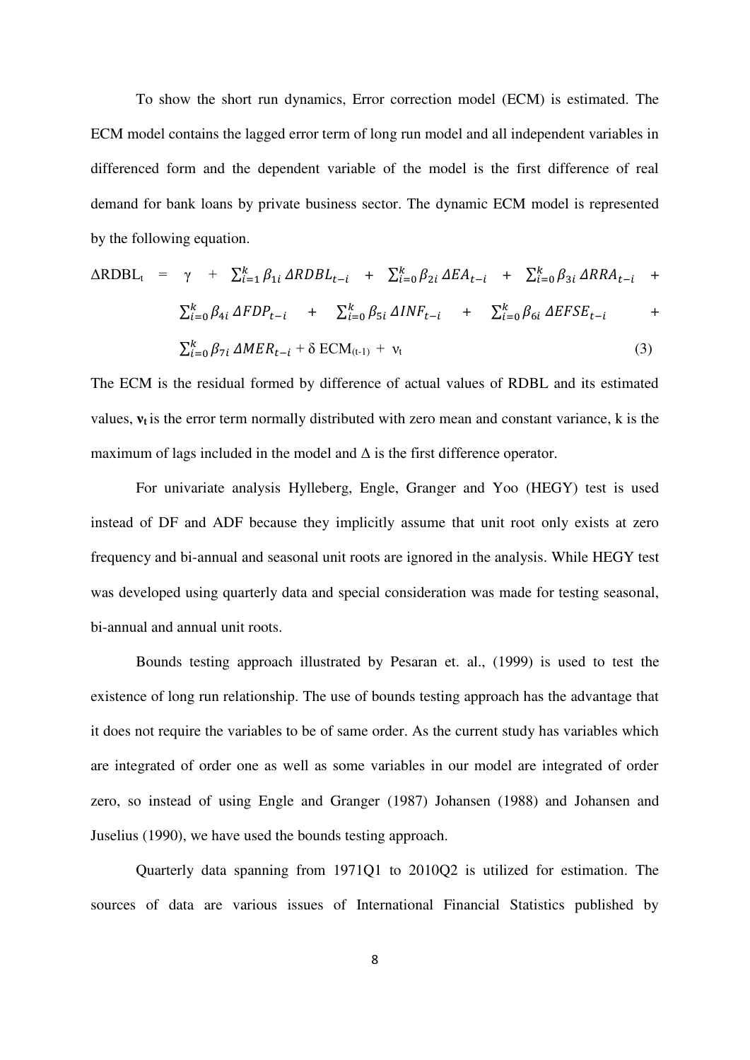To show the short run dynamics, Error correction model (ECM) is estimated. The ECM model contains the lagged error term of long run model and all independent variables in differenced form and the dependent variable of the model is the first difference of real demand for bank loans by private business sector. The dynamic ECM model is represented by the following equation.

$$\Delta RDBL_t = \gamma + \sum_{i=1}^{k}\beta_{1i}\,\Delta RDBL_{t-i} + \sum_{i=0}^{k}\beta_{2i}\,\Delta EA_{t-i} + \sum_{i=0}^{k}\beta_{3i}\,\Delta RRA_{t-i} + \sum_{i=0}^{k}\beta_{4i}\,\Delta FDP_{t-i} + \sum_{i=0}^{k}\beta_{5i}\,\Delta INF_{t-i} + \sum_{i=0}^{k}\beta_{6i}\,\Delta EFSE_{t-i} + \sum_{i=0}^{k}\beta_{7i}\,\Delta MER_{t-i} + \delta\, ECM_{(t-1)} + \nu_t \quad (3)$$

The ECM is the residual formed by difference of actual values of RDBL and its estimated values, $\mathbf{v_t}$ is the error term normally distributed with zero mean and constant variance, k is the maximum of lags included in the model and $\Delta$ is the first difference operator.

For univariate analysis Hylleberg, Engle, Granger and Yoo (HEGY) test is used instead of DF and ADF because they implicitly assume that unit root only exists at zero frequency and bi-annual and seasonal unit roots are ignored in the analysis. While HEGY test was developed using quarterly data and special consideration was made for testing seasonal, bi-annual and annual unit roots.

Bounds testing approach illustrated by Pesaran et. al., (1999) is used to test the existence of long run relationship. The use of bounds testing approach has the advantage that it does not require the variables to be of same order. As the current study has variables which are integrated of order one as well as some variables in our model are integrated of order zero, so instead of using Engle and Granger (1987) Johansen (1988) and Johansen and Juselius (1990), we have used the bounds testing approach.

Quarterly data spanning from 1971Q1 to 2010Q2 is utilized for estimation. The sources of data are various issues of International Financial Statistics published by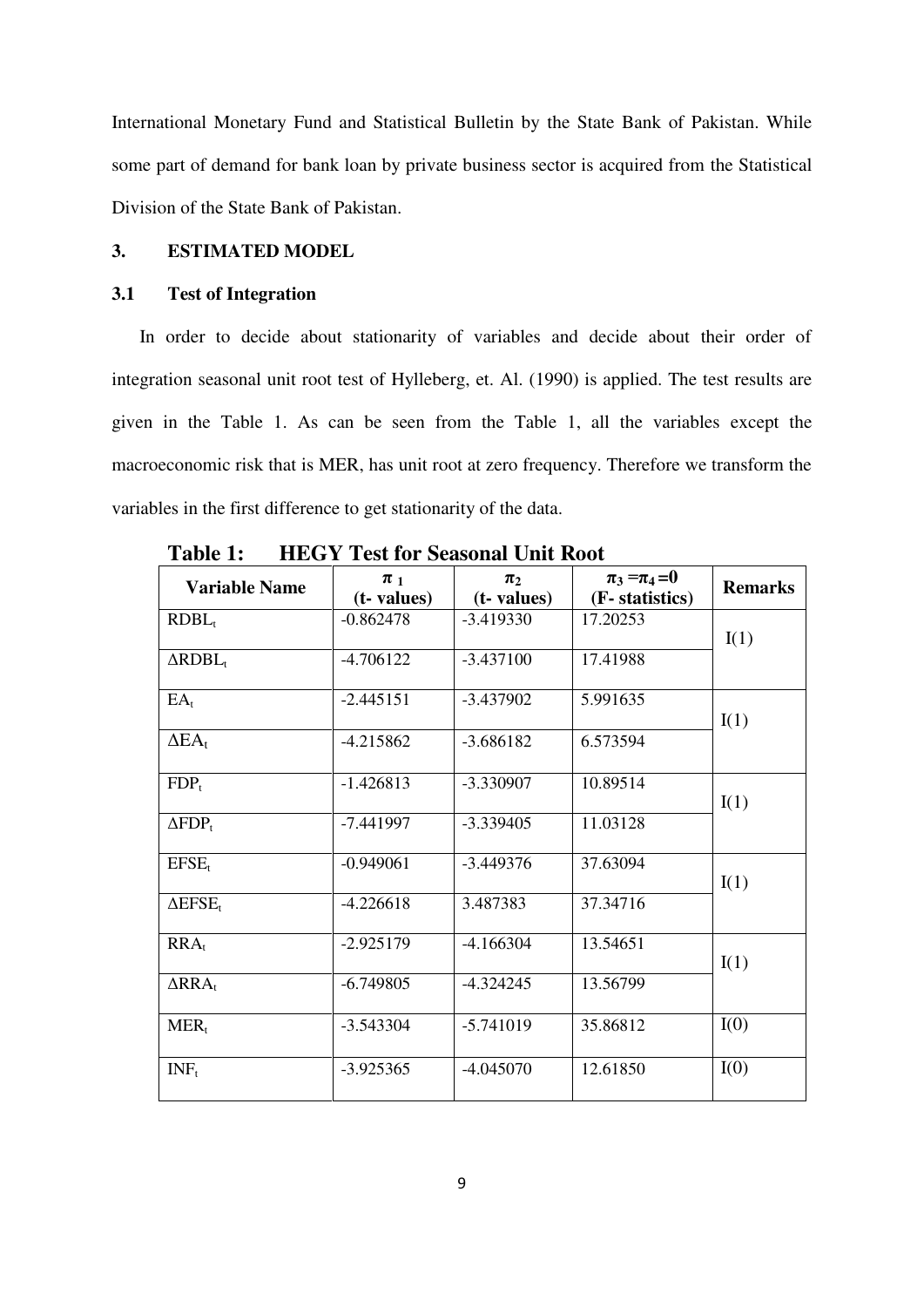International Monetary Fund and Statistical Bulletin by the State Bank of Pakistan. While some part of demand for bank loan by private business sector is acquired from the Statistical Division of the State Bank of Pakistan.

## 3. ESTIMATED MODEL

### 3.1 Test of Integration

In order to decide about stationarity of variables and decide about their order of integration seasonal unit root test of Hylleberg, et. Al. (1990) is applied. The test results are given in the Table 1. As can be seen from the Table 1, all the variables except the macroeconomic risk that is MER, has unit root at zero frequency. Therefore we transform the variables in the first difference to get stationarity of the data.

**Table 1: HEGY Test for Seasonal Unit Root**

| Variable Name | $\pi_1$ (t- values) | $\pi_2$ (t- values) | $\pi_3 = \pi_4 = 0$ (F- statistics) | Remarks |
|---|---|---|---|---|
| $RDBL_t$ | -0.862478 | -3.419330 | 17.20253 | I(1) |
| $\Delta RDBL_t$ | -4.706122 | -3.437100 | 17.41988 | |
| $EA_t$ | -2.445151 | -3.437902 | 5.991635 | I(1) |
| $\Delta EA_t$ | -4.215862 | -3.686182 | 6.573594 | |
| $FDP_t$ | -1.426813 | -3.330907 | 10.89514 | I(1) |
| $\Delta FDP_t$ | -7.441997 | -3.339405 | 11.03128 | |
| $EFSE_t$ | -0.949061 | -3.449376 | 37.63094 | I(1) |
| $\Delta EFSE_t$ | -4.226618 | 3.487383 | 37.34716 | |
| $RRA_t$ | -2.925179 | -4.166304 | 13.54651 | I(1) |
| $\Delta RRA_t$ | -6.749805 | -4.324245 | 13.56799 | |
| $MER_t$ | -3.543304 | -5.741019 | 35.86812 | I(0) |
| $INF_t$ | -3.925365 | -4.045070 | 12.61850 | I(0) |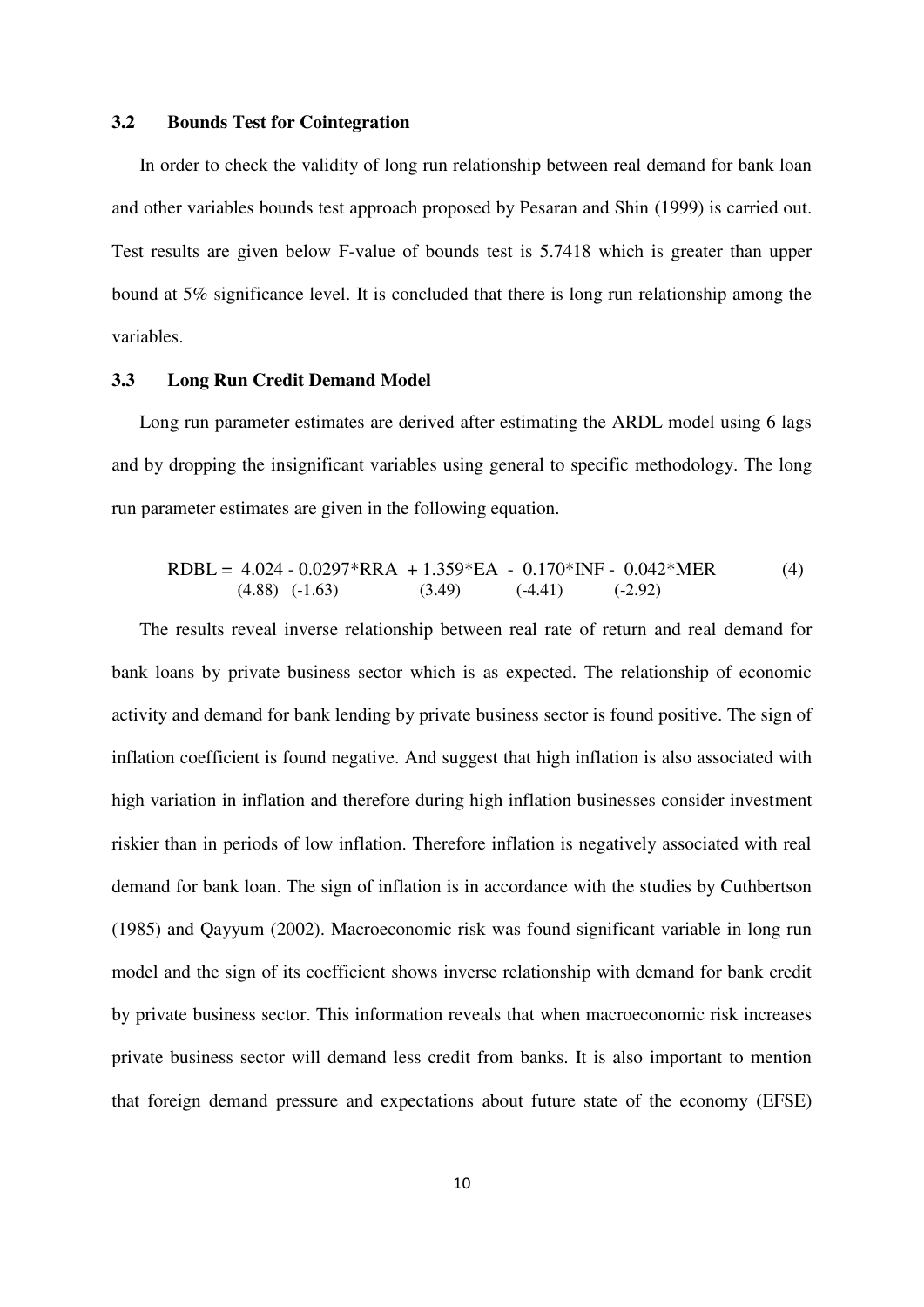### 3.2 Bounds Test for Cointegration

In order to check the validity of long run relationship between real demand for bank loan and other variables bounds test approach proposed by Pesaran and Shin (1999) is carried out. Test results are given below F-value of bounds test is 5.7418 which is greater than upper bound at 5% significance level. It is concluded that there is long run relationship among the variables.

### 3.3 Long Run Credit Demand Model

Long run parameter estimates are derived after estimating the ARDL model using 6 lags and by dropping the insignificant variables using general to specific methodology. The long run parameter estimates are given in the following equation.

$$\underset{}{RDBL} = \underset{(4.88)}{4.024} - \underset{(-1.63)}{0.0297}*RRA + \underset{(3.49)}{1.359}*EA - \underset{(-4.41)}{0.170}*INF - \underset{(-2.92)}{0.042}*MER \tag{4}$$

The results reveal inverse relationship between real rate of return and real demand for bank loans by private business sector which is as expected. The relationship of economic activity and demand for bank lending by private business sector is found positive. The sign of inflation coefficient is found negative. And suggest that high inflation is also associated with high variation in inflation and therefore during high inflation businesses consider investment riskier than in periods of low inflation. Therefore inflation is negatively associated with real demand for bank loan. The sign of inflation is in accordance with the studies by Cuthbertson (1985) and Qayyum (2002). Macroeconomic risk was found significant variable in long run model and the sign of its coefficient shows inverse relationship with demand for bank credit by private business sector. This information reveals that when macroeconomic risk increases private business sector will demand less credit from banks. It is also important to mention that foreign demand pressure and expectations about future state of the economy (EFSE)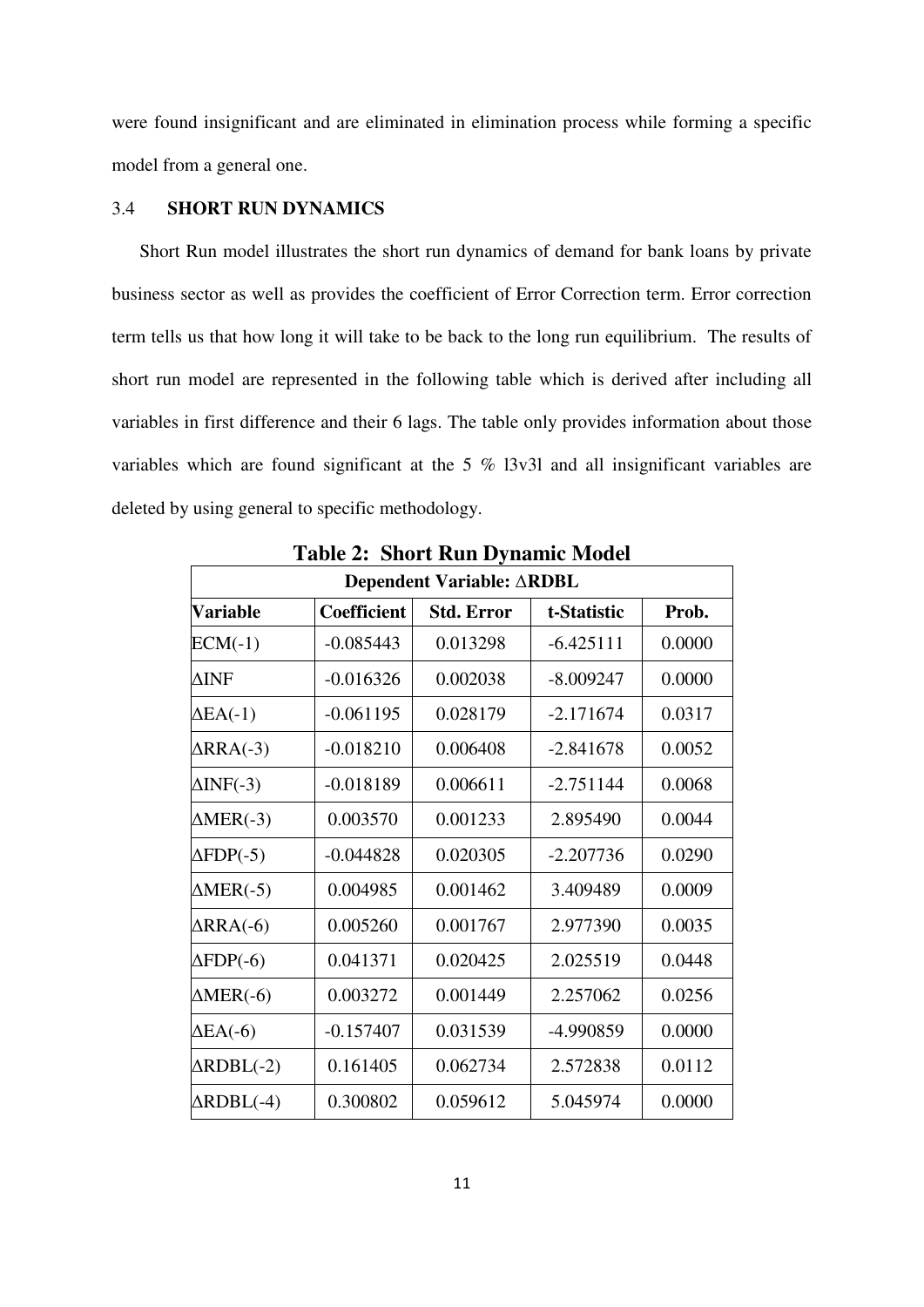were found insignificant and are eliminated in elimination process while forming a specific model from a general one.

### 3.4 SHORT RUN DYNAMICS

Short Run model illustrates the short run dynamics of demand for bank loans by private business sector as well as provides the coefficient of Error Correction term. Error correction term tells us that how long it will take to be back to the long run equilibrium. The results of short run model are represented in the following table which is derived after including all variables in first difference and their 6 lags. The table only provides information about those variables which are found significant at the 5 % l3v3l and all insignificant variables are deleted by using general to specific methodology.

**Table 2: Short Run Dynamic Model**

| Dependent Variable: ∆RDBL | | | | |
|---|---|---|---|---|
| **Variable** | **Coefficient** | **Std. Error** | **t-Statistic** | **Prob.** |
| ECM(-1) | -0.085443 | 0.013298 | -6.425111 | 0.0000 |
| ∆INF | -0.016326 | 0.002038 | -8.009247 | 0.0000 |
| ∆EA(-1) | -0.061195 | 0.028179 | -2.171674 | 0.0317 |
| ∆RRA(-3) | -0.018210 | 0.006408 | -2.841678 | 0.0052 |
| ∆INF(-3) | -0.018189 | 0.006611 | -2.751144 | 0.0068 |
| ∆MER(-3) | 0.003570 | 0.001233 | 2.895490 | 0.0044 |
| ∆FDP(-5) | -0.044828 | 0.020305 | -2.207736 | 0.0290 |
| ∆MER(-5) | 0.004985 | 0.001462 | 3.409489 | 0.0009 |
| ∆RRA(-6) | 0.005260 | 0.001767 | 2.977390 | 0.0035 |
| ∆FDP(-6) | 0.041371 | 0.020425 | 2.025519 | 0.0448 |
| ∆MER(-6) | 0.003272 | 0.001449 | 2.257062 | 0.0256 |
| ∆EA(-6) | -0.157407 | 0.031539 | -4.990859 | 0.0000 |
| ∆RDBL(-2) | 0.161405 | 0.062734 | 2.572838 | 0.0112 |
| ∆RDBL(-4) | 0.300802 | 0.059612 | 5.045974 | 0.0000 |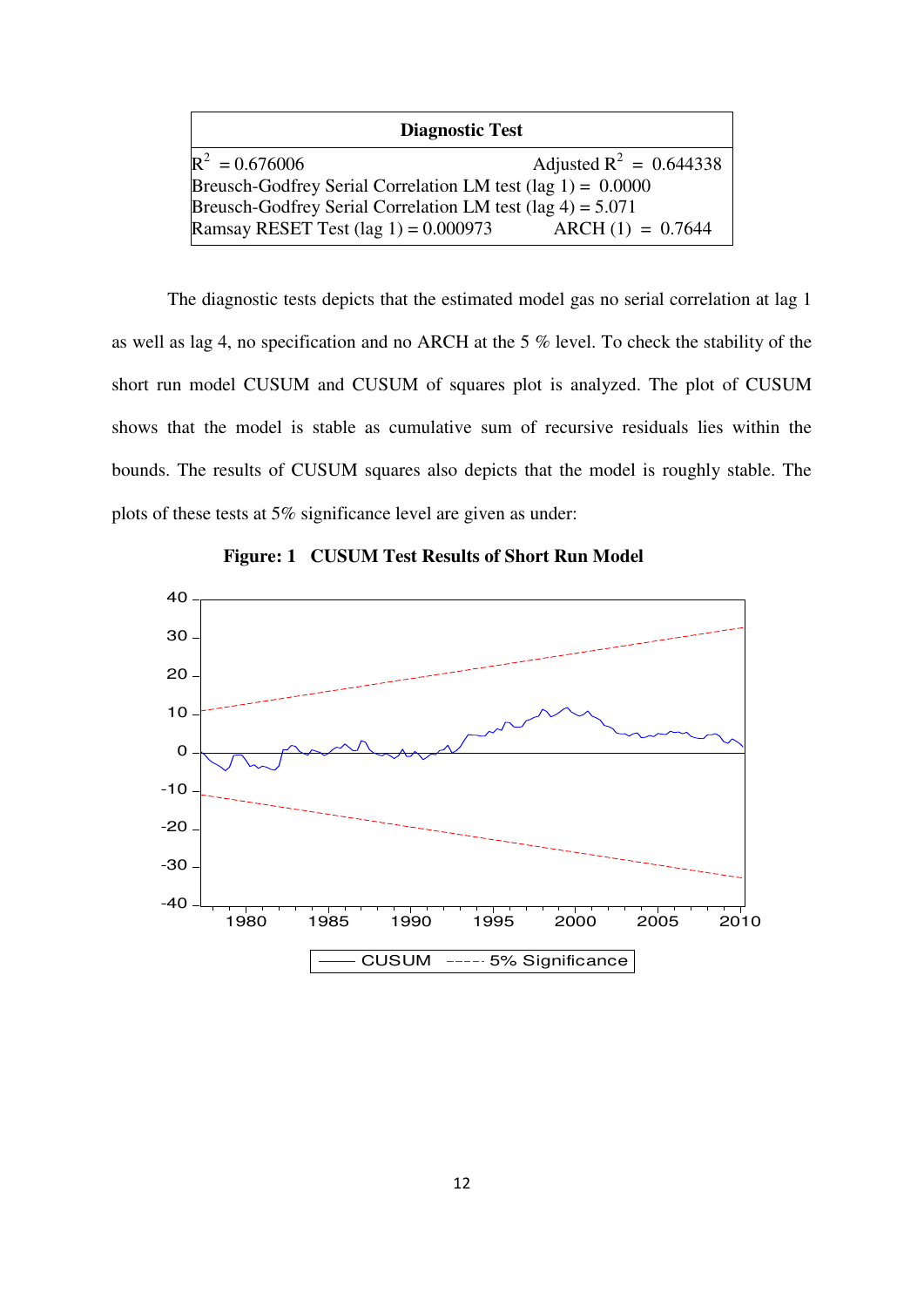| Diagnostic Test | |
|---|---|
| $R^2$ = 0.676006 | Adjusted $R^2$ = 0.644338 |
| Breusch-Godfrey Serial Correlation LM test (lag 1) = 0.0000 | |
| Breusch-Godfrey Serial Correlation LM test (lag 4) = 5.071 | |
| Ramsay RESET Test (lag 1) = 0.000973 | ARCH (1) = 0.7644 |

The diagnostic tests depicts that the estimated model gas no serial correlation at lag 1 as well as lag 4, no specification and no ARCH at the 5 % level. To check the stability of the short run model CUSUM and CUSUM of squares plot is analyzed. The plot of CUSUM shows that the model is stable as cumulative sum of recursive residuals lies within the bounds. The results of CUSUM squares also depicts that the model is roughly stable. The plots of these tests at 5% significance level are given as under:

**Figure: 1 CUSUM Test Results of Short Run Model**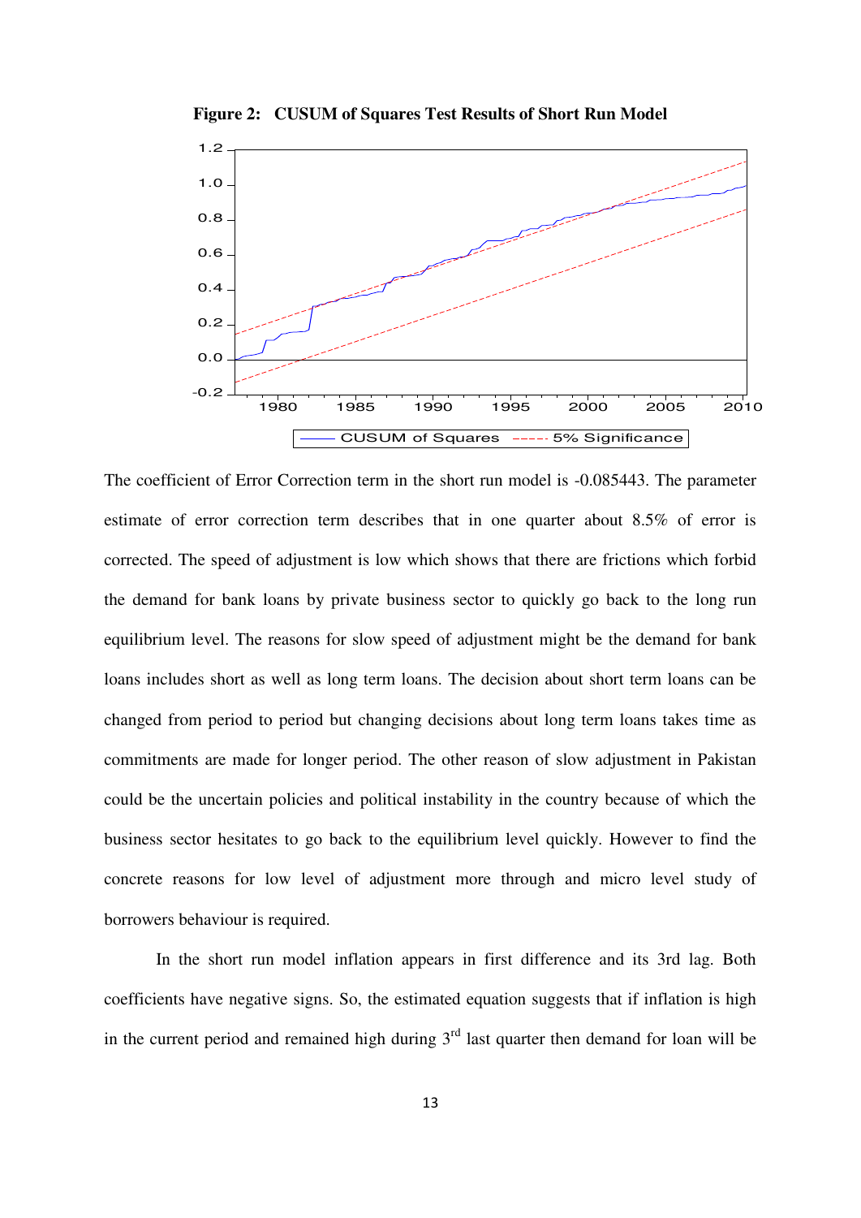**Figure 2: CUSUM of Squares Test Results of Short Run Model**

The coefficient of Error Correction term in the short run model is -0.085443. The parameter estimate of error correction term describes that in one quarter about 8.5% of error is corrected. The speed of adjustment is low which shows that there are frictions which forbid the demand for bank loans by private business sector to quickly go back to the long run equilibrium level. The reasons for slow speed of adjustment might be the demand for bank loans includes short as well as long term loans. The decision about short term loans can be changed from period to period but changing decisions about long term loans takes time as commitments are made for longer period. The other reason of slow adjustment in Pakistan could be the uncertain policies and political instability in the country because of which the business sector hesitates to go back to the equilibrium level quickly. However to find the concrete reasons for low level of adjustment more through and micro level study of borrowers behaviour is required.

In the short run model inflation appears in first difference and its 3rd lag. Both coefficients have negative signs. So, the estimated equation suggests that if inflation is high in the current period and remained high during 3rd last quarter then demand for loan will be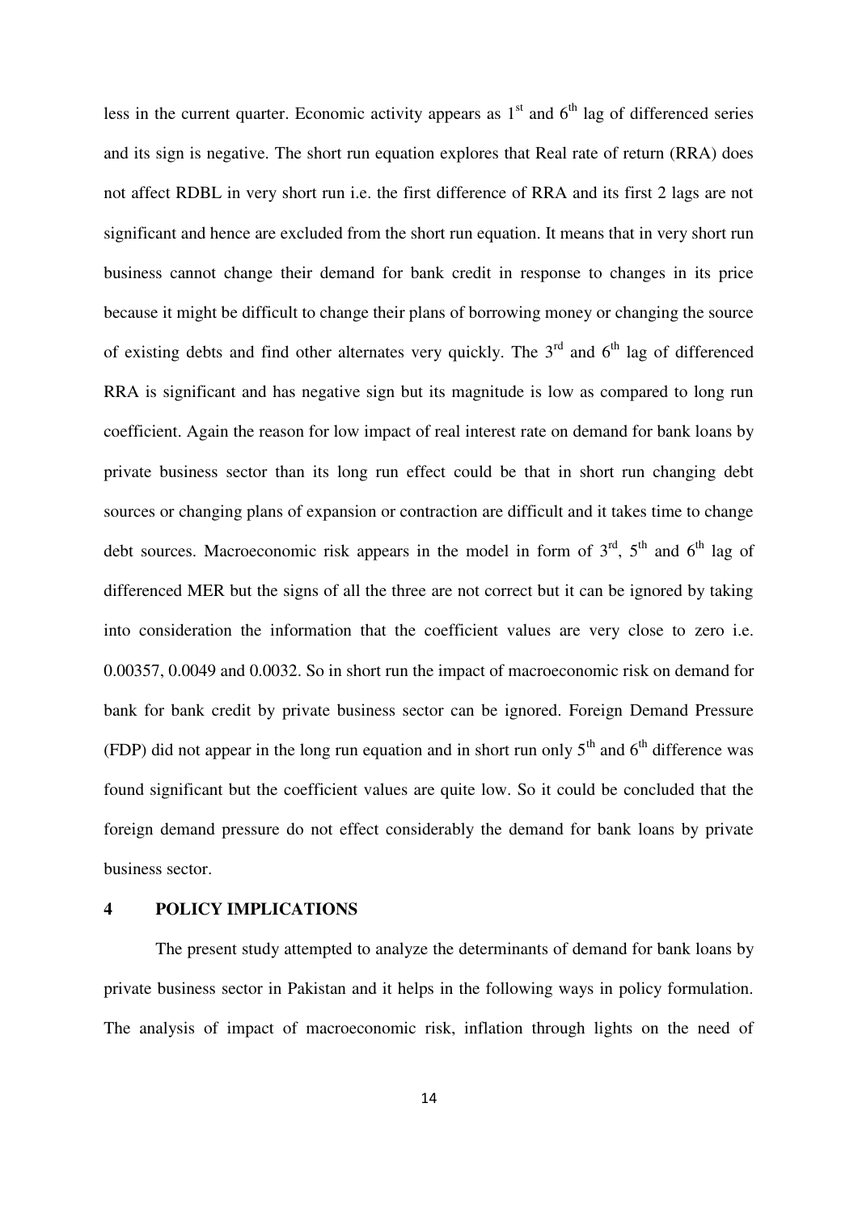less in the current quarter. Economic activity appears as 1st and 6th lag of differenced series and its sign is negative. The short run equation explores that Real rate of return (RRA) does not affect RDBL in very short run i.e. the first difference of RRA and its first 2 lags are not significant and hence are excluded from the short run equation. It means that in very short run business cannot change their demand for bank credit in response to changes in its price because it might be difficult to change their plans of borrowing money or changing the source of existing debts and find other alternates very quickly. The 3rd and 6th lag of differenced RRA is significant and has negative sign but its magnitude is low as compared to long run coefficient. Again the reason for low impact of real interest rate on demand for bank loans by private business sector than its long run effect could be that in short run changing debt sources or changing plans of expansion or contraction are difficult and it takes time to change debt sources. Macroeconomic risk appears in the model in form of 3rd, 5th and 6th lag of differenced MER but the signs of all the three are not correct but it can be ignored by taking into consideration the information that the coefficient values are very close to zero i.e. 0.00357, 0.0049 and 0.0032. So in short run the impact of macroeconomic risk on demand for bank for bank credit by private business sector can be ignored. Foreign Demand Pressure (FDP) did not appear in the long run equation and in short run only 5th and 6th difference was found significant but the coefficient values are quite low. So it could be concluded that the foreign demand pressure do not effect considerably the demand for bank loans by private business sector.

## 4 POLICY IMPLICATIONS

The present study attempted to analyze the determinants of demand for bank loans by private business sector in Pakistan and it helps in the following ways in policy formulation. The analysis of impact of macroeconomic risk, inflation through lights on the need of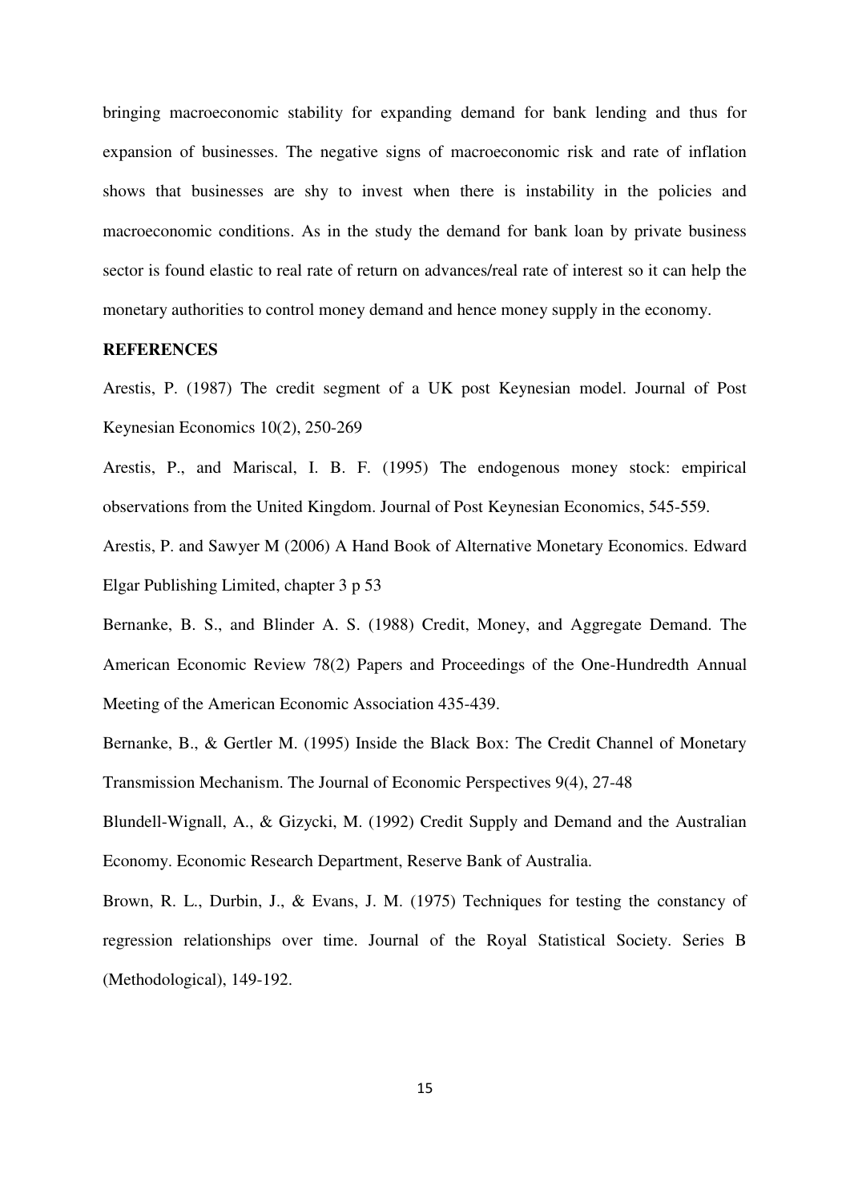bringing macroeconomic stability for expanding demand for bank lending and thus for expansion of businesses. The negative signs of macroeconomic risk and rate of inflation shows that businesses are shy to invest when there is instability in the policies and macroeconomic conditions. As in the study the demand for bank loan by private business sector is found elastic to real rate of return on advances/real rate of interest so it can help the monetary authorities to control money demand and hence money supply in the economy.

**REFERENCES**

Arestis, P. (1987) The credit segment of a UK post Keynesian model. Journal of Post Keynesian Economics 10(2), 250-269

Arestis, P., and Mariscal, I. B. F. (1995) The endogenous money stock: empirical observations from the United Kingdom. Journal of Post Keynesian Economics, 545-559.

Arestis, P. and Sawyer M (2006) A Hand Book of Alternative Monetary Economics. Edward Elgar Publishing Limited, chapter 3 p 53

Bernanke, B. S., and Blinder A. S. (1988) Credit, Money, and Aggregate Demand. The American Economic Review 78(2) Papers and Proceedings of the One-Hundredth Annual Meeting of the American Economic Association 435-439.

Bernanke, B., & Gertler M. (1995) Inside the Black Box: The Credit Channel of Monetary Transmission Mechanism. The Journal of Economic Perspectives 9(4), 27-48

Blundell-Wignall, A., & Gizycki, M. (1992) Credit Supply and Demand and the Australian Economy. Economic Research Department, Reserve Bank of Australia.

Brown, R. L., Durbin, J., & Evans, J. M. (1975) Techniques for testing the constancy of regression relationships over time. Journal of the Royal Statistical Society. Series B (Methodological), 149-192.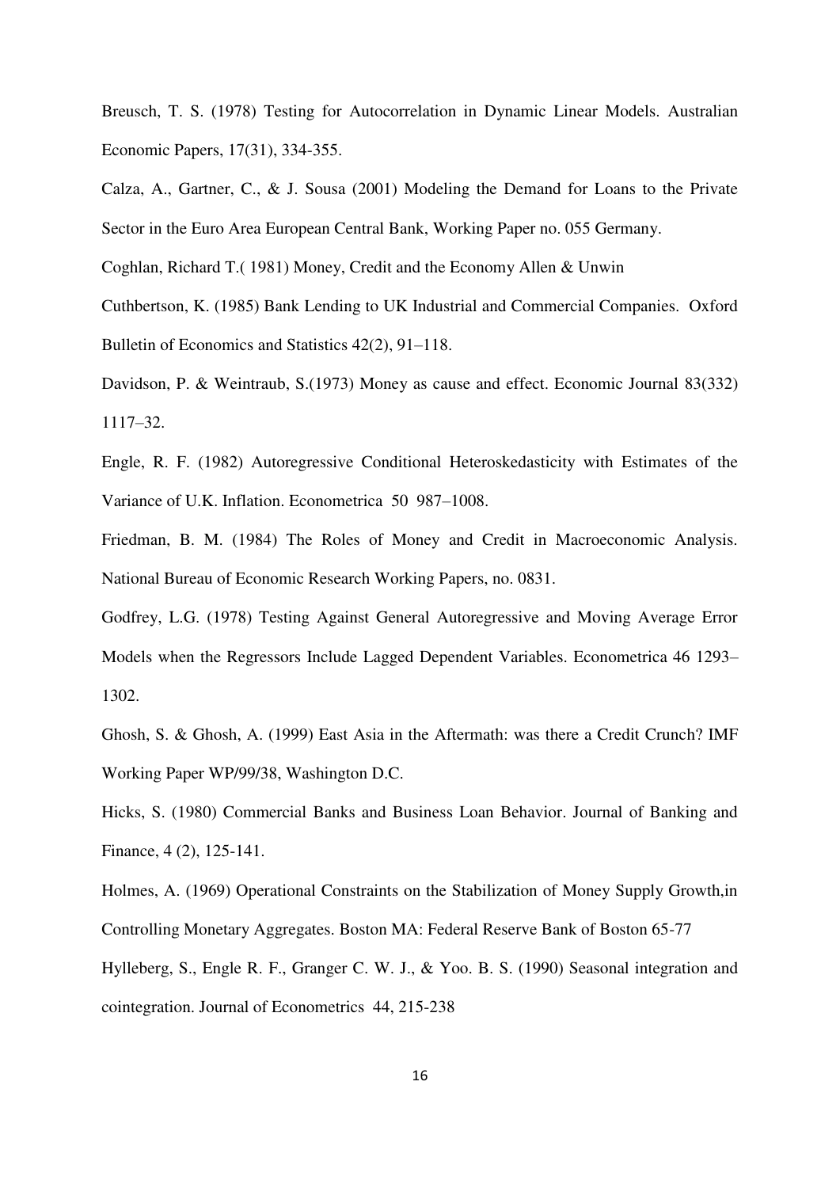Breusch, T. S. (1978) Testing for Autocorrelation in Dynamic Linear Models. Australian Economic Papers, 17(31), 334-355.

Calza, A., Gartner, C., & J. Sousa (2001) Modeling the Demand for Loans to the Private Sector in the Euro Area European Central Bank, Working Paper no. 055 Germany.

Coghlan, Richard T.( 1981) Money, Credit and the Economy Allen & Unwin

Cuthbertson, K. (1985) Bank Lending to UK Industrial and Commercial Companies. Oxford Bulletin of Economics and Statistics 42(2), 91–118.

Davidson, P. & Weintraub, S.(1973) Money as cause and effect. Economic Journal 83(332) 1117–32.

Engle, R. F. (1982) Autoregressive Conditional Heteroskedasticity with Estimates of the Variance of U.K. Inflation. Econometrica 50 987–1008.

Friedman, B. M. (1984) The Roles of Money and Credit in Macroeconomic Analysis. National Bureau of Economic Research Working Papers, no. 0831.

Godfrey, L.G. (1978) Testing Against General Autoregressive and Moving Average Error Models when the Regressors Include Lagged Dependent Variables. Econometrica 46 1293–1302.

Ghosh, S. & Ghosh, A. (1999) East Asia in the Aftermath: was there a Credit Crunch? IMF Working Paper WP/99/38, Washington D.C.

Hicks, S. (1980) Commercial Banks and Business Loan Behavior. Journal of Banking and Finance, 4 (2), 125-141.

Holmes, A. (1969) Operational Constraints on the Stabilization of Money Supply Growth,in Controlling Monetary Aggregates. Boston MA: Federal Reserve Bank of Boston 65-77

Hylleberg, S., Engle R. F., Granger C. W. J., & Yoo. B. S. (1990) Seasonal integration and cointegration. Journal of Econometrics 44, 215-238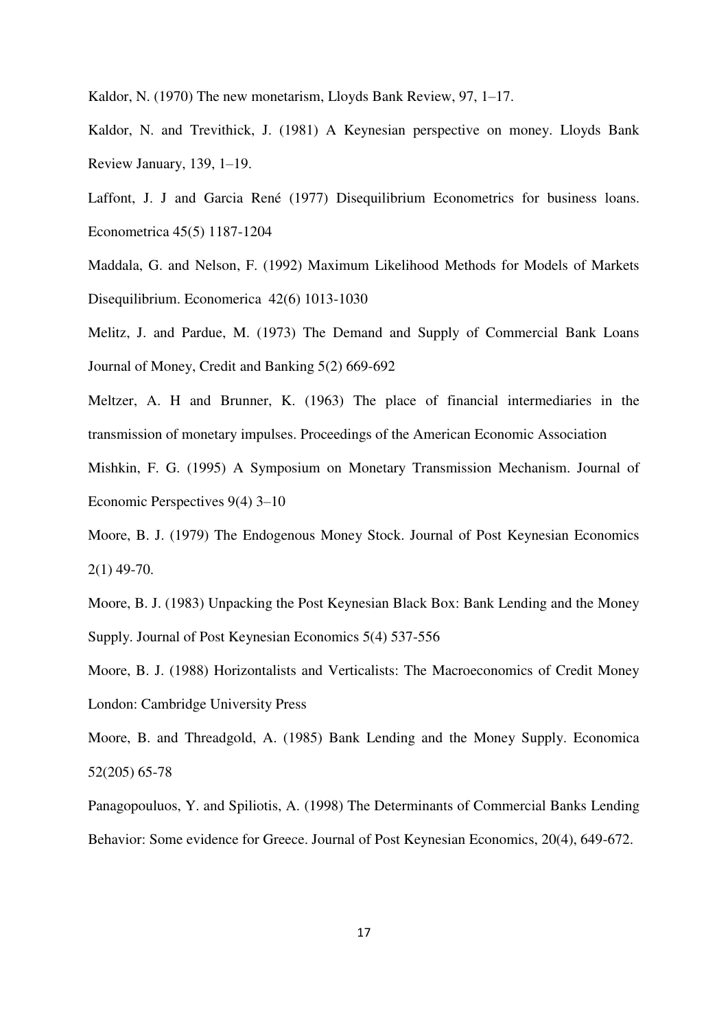Kaldor, N. (1970) The new monetarism, Lloyds Bank Review, 97, 1–17.

Kaldor, N. and Trevithick, J. (1981) A Keynesian perspective on money. Lloyds Bank Review January, 139, 1–19.

Laffont, J. J and Garcia René (1977) Disequilibrium Econometrics for business loans. Econometrica 45(5) 1187-1204

Maddala, G. and Nelson, F. (1992) Maximum Likelihood Methods for Models of Markets Disequilibrium. Economerica 42(6) 1013-1030

Melitz, J. and Pardue, M. (1973) The Demand and Supply of Commercial Bank Loans Journal of Money, Credit and Banking 5(2) 669-692

Meltzer, A. H and Brunner, K. (1963) The place of financial intermediaries in the transmission of monetary impulses. Proceedings of the American Economic Association

Mishkin, F. G. (1995) A Symposium on Monetary Transmission Mechanism. Journal of Economic Perspectives 9(4) 3–10

Moore, B. J. (1979) The Endogenous Money Stock. Journal of Post Keynesian Economics 2(1) 49-70.

Moore, B. J. (1983) Unpacking the Post Keynesian Black Box: Bank Lending and the Money Supply. Journal of Post Keynesian Economics 5(4) 537-556

Moore, B. J. (1988) Horizontalists and Verticalists: The Macroeconomics of Credit Money London: Cambridge University Press

Moore, B. and Threadgold, A. (1985) Bank Lending and the Money Supply. Economica 52(205) 65-78

Panagopouluos, Y. and Spiliotis, A. (1998) The Determinants of Commercial Banks Lending Behavior: Some evidence for Greece. Journal of Post Keynesian Economics, 20(4), 649-672.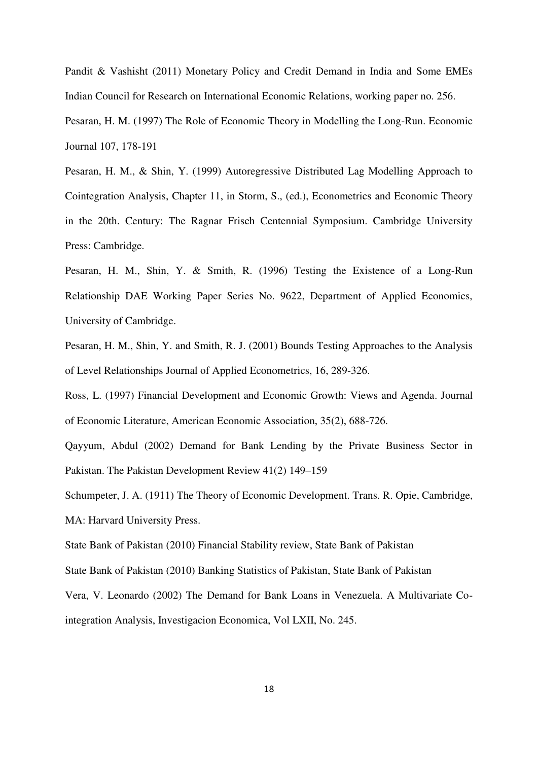Pandit & Vashisht (2011) Monetary Policy and Credit Demand in India and Some EMEs Indian Council for Research on International Economic Relations, working paper no. 256.

Pesaran, H. M. (1997) The Role of Economic Theory in Modelling the Long-Run. Economic Journal 107, 178-191

Pesaran, H. M., & Shin, Y. (1999) Autoregressive Distributed Lag Modelling Approach to Cointegration Analysis, Chapter 11, in Storm, S., (ed.), Econometrics and Economic Theory in the 20th. Century: The Ragnar Frisch Centennial Symposium. Cambridge University Press: Cambridge.

Pesaran, H. M., Shin, Y. & Smith, R. (1996) Testing the Existence of a Long-Run Relationship DAE Working Paper Series No. 9622, Department of Applied Economics, University of Cambridge.

Pesaran, H. M., Shin, Y. and Smith, R. J. (2001) Bounds Testing Approaches to the Analysis of Level Relationships Journal of Applied Econometrics, 16, 289-326.

Ross, L. (1997) Financial Development and Economic Growth: Views and Agenda. Journal of Economic Literature, American Economic Association, 35(2), 688-726.

Qayyum, Abdul (2002) Demand for Bank Lending by the Private Business Sector in Pakistan. The Pakistan Development Review 41(2) 149–159

Schumpeter, J. A. (1911) The Theory of Economic Development. Trans. R. Opie, Cambridge, MA: Harvard University Press.

State Bank of Pakistan (2010) Financial Stability review, State Bank of Pakistan

State Bank of Pakistan (2010) Banking Statistics of Pakistan, State Bank of Pakistan

Vera, V. Leonardo (2002) The Demand for Bank Loans in Venezuela. A Multivariate Co-integration Analysis, Investigacion Economica, Vol LXII, No. 245.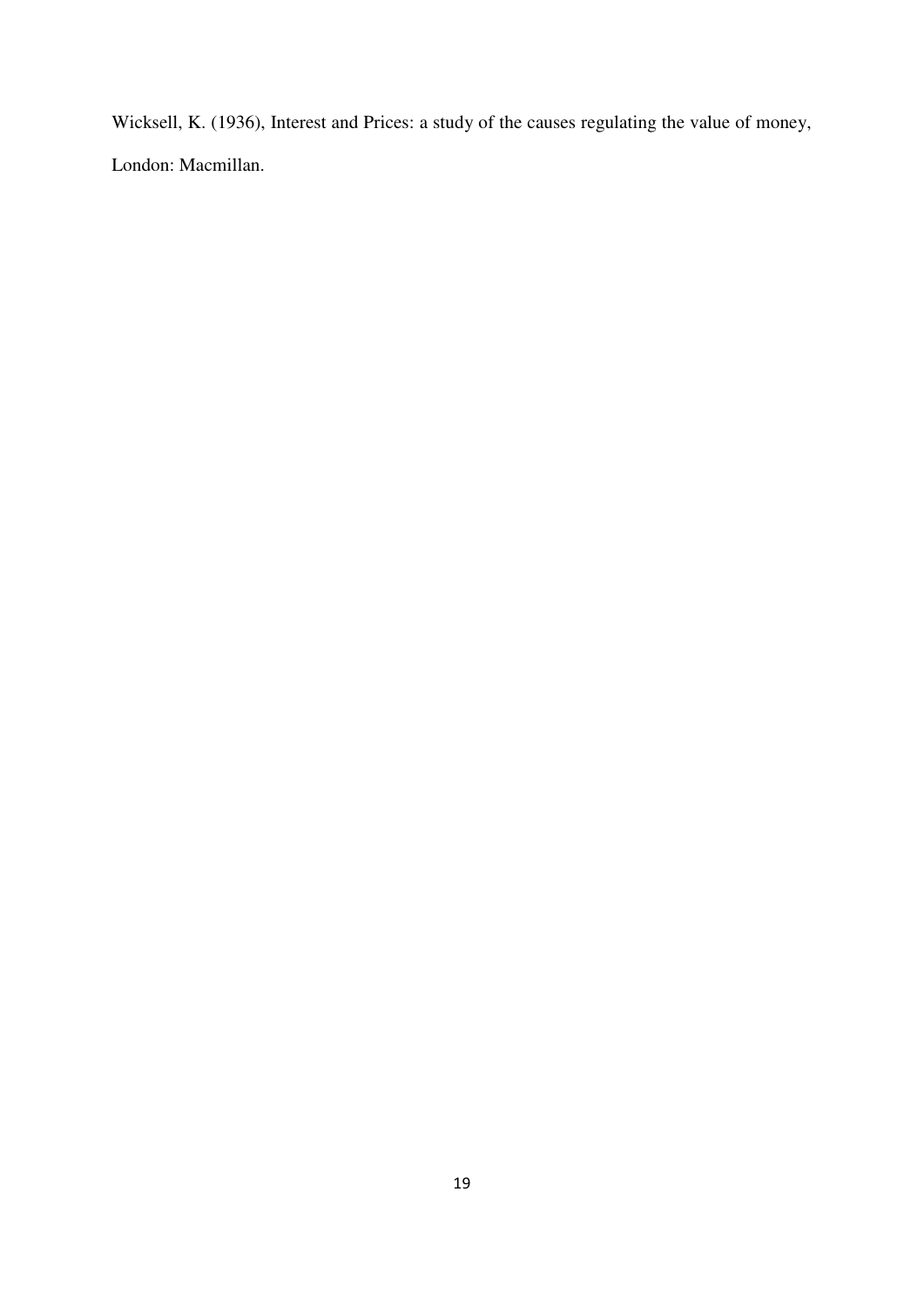Wicksell, K. (1936), Interest and Prices: a study of the causes regulating the value of money, London: Macmillan.